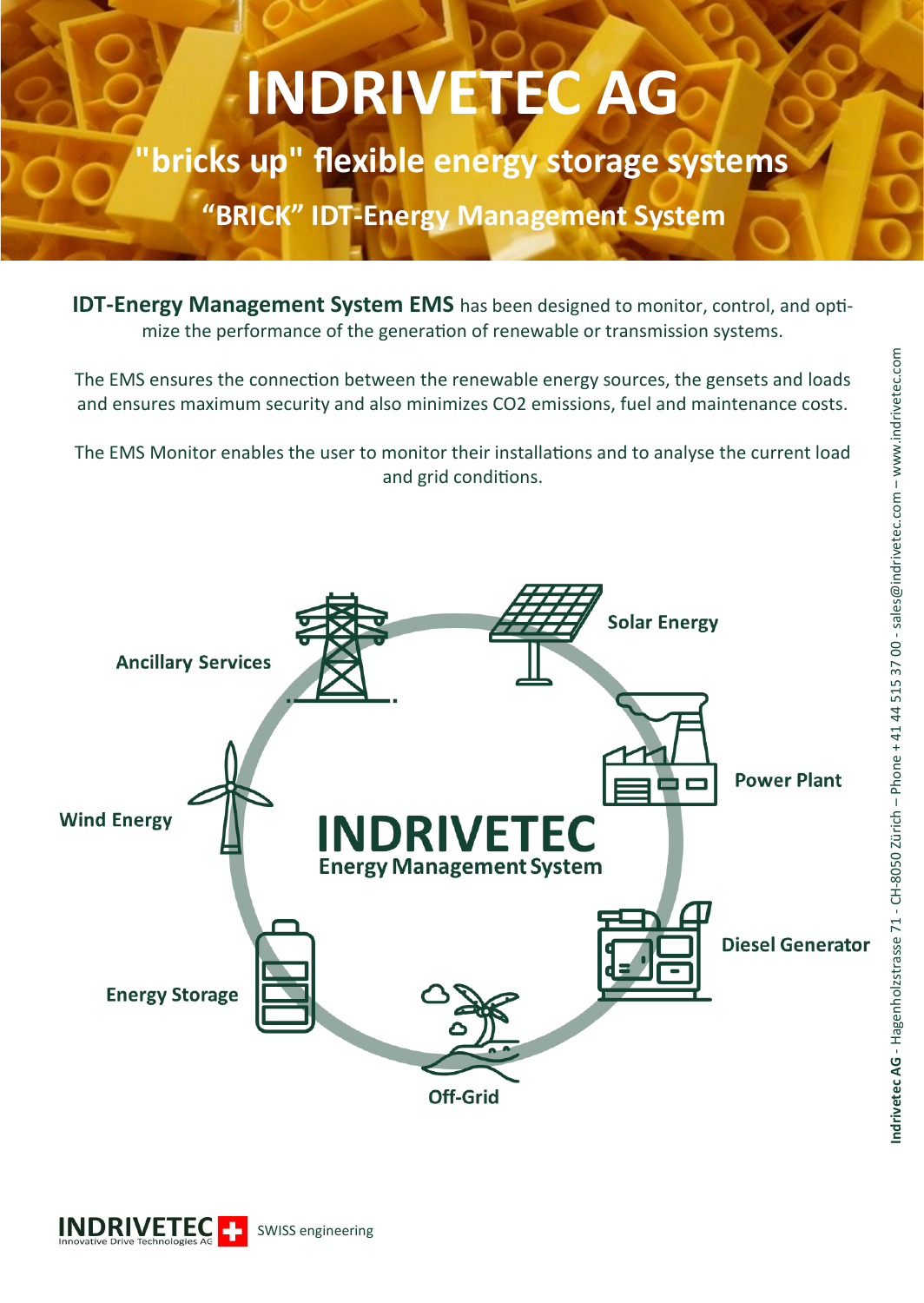# INDRIVETEC AG

## "bricks up" flexible energy storage systems

### “BRICK” IDT-Energy Management System

**IDT-Energy Management System EMS** has been designed to monitor, control, and optimize the performance of the generation of renewable or transmission systems.

The EMS ensures the connection between the renewable energy sources, the gensets and loads and ensures maximum security and also minimizes $CO_2$ emissions, fuel and maintenance costs.

The EMS Monitor enables the user to monitor their installations and to analyse the current load and grid conditions.

**INDRIVETEC**
**Energy Management System**

- **Solar Energy**
- **Power Plant**
- **Diesel Generator**
- **Off-Grid**
- **Energy Storage**
- **Wind Energy**
- **Ancillary Services**

**Indrivetec AG** - Hagenholzstrasse 71 - CH-8050 Zürich – Phone +41 44 515 37 00 - sales@indrivetec.com – www.indrivetec.com

INDRIVETEC Innovative Drive Technologies AG – SWISS engineering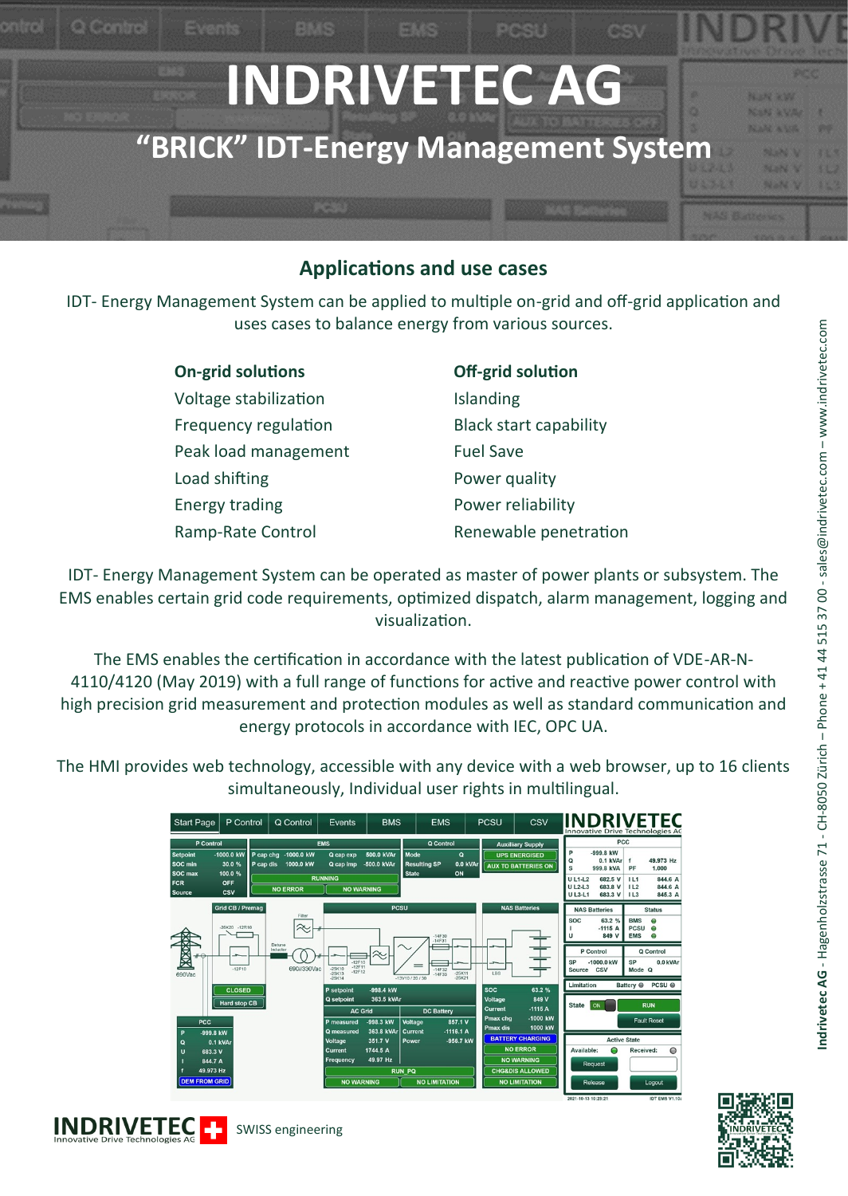# INDRIVETEC AG

## "BRICK" IDT-Energy Management System

### Applications and use cases

IDT- Energy Management System can be applied to multiple on-grid and off-grid application and uses cases to balance energy from various sources.

| On-grid solutions | Off-grid solution |
| --- | --- |
| Voltage stabilization | Islanding |
| Frequency regulation | Black start capability |
| Peak load management | Fuel Save |
| Load shifting | Power quality |
| Energy trading | Power reliability |
| Ramp-Rate Control | Renewable penetration |

IDT- Energy Management System can be operated as master of power plants or subsystem. The EMS enables certain grid code requirements, optimized dispatch, alarm management, logging and visualization.

The EMS enables the certification in accordance with the latest publication of VDE-AR-N-4110/4120 (May 2019) with a full range of functions for active and reactive power control with high precision grid measurement and protection modules as well as standard communication and energy protocols in accordance with IEC, OPC UA.

The HMI provides web technology, accessible with any device with a web browser, up to 16 clients simultaneously, Individual user rights in multilingual.

INDRIVETEC Innovative Drive Technologies AG — SWISS engineering

Indrivetec AG - Hagenholzstrasse 71 - CH-8050 Zürich – Phone +41 44 515 37 00 - sales@indrivetec.com – www.indrivetec.com